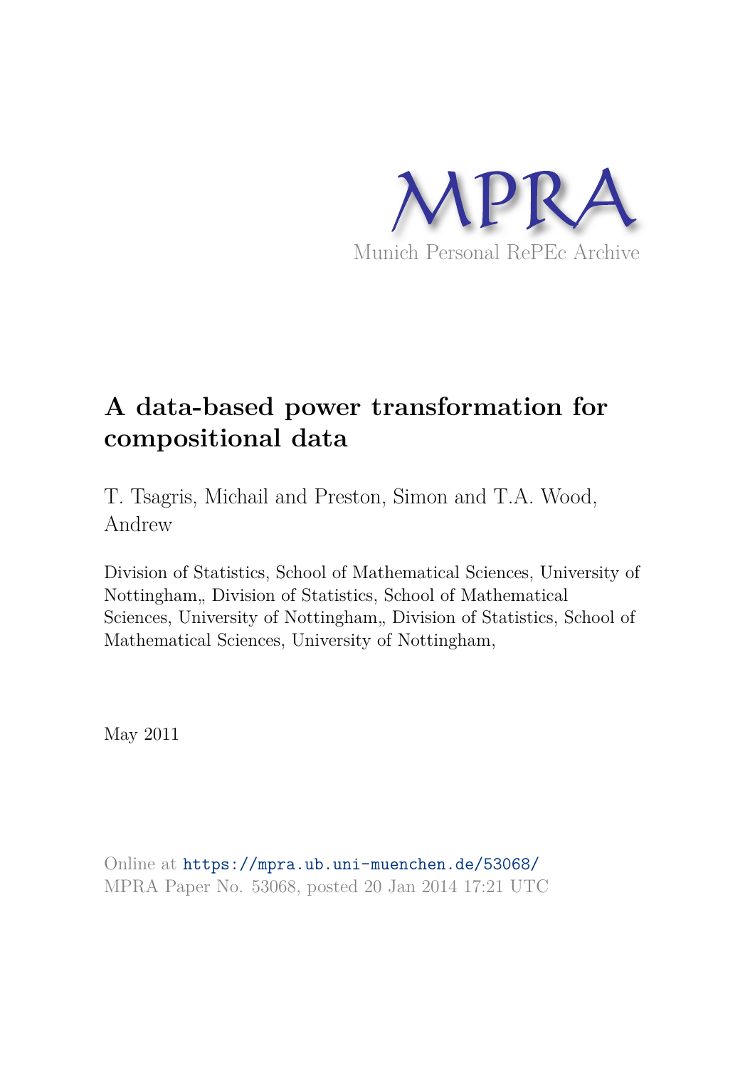MPRA

Munich Personal RePEc Archive

# A data-based power transformation for compositional data

T. Tsagris, Michail and Preston, Simon and T.A. Wood, Andrew

Division of Statistics, School of Mathematical Sciences, University of Nottingham,, Division of Statistics, School of Mathematical Sciences, University of Nottingham,, Division of Statistics, School of Mathematical Sciences, University of Nottingham,

May 2011

Online at https://mpra.ub.uni-muenchen.de/53068/
MPRA Paper No. 53068, posted 20 Jan 2014 17:21 UTC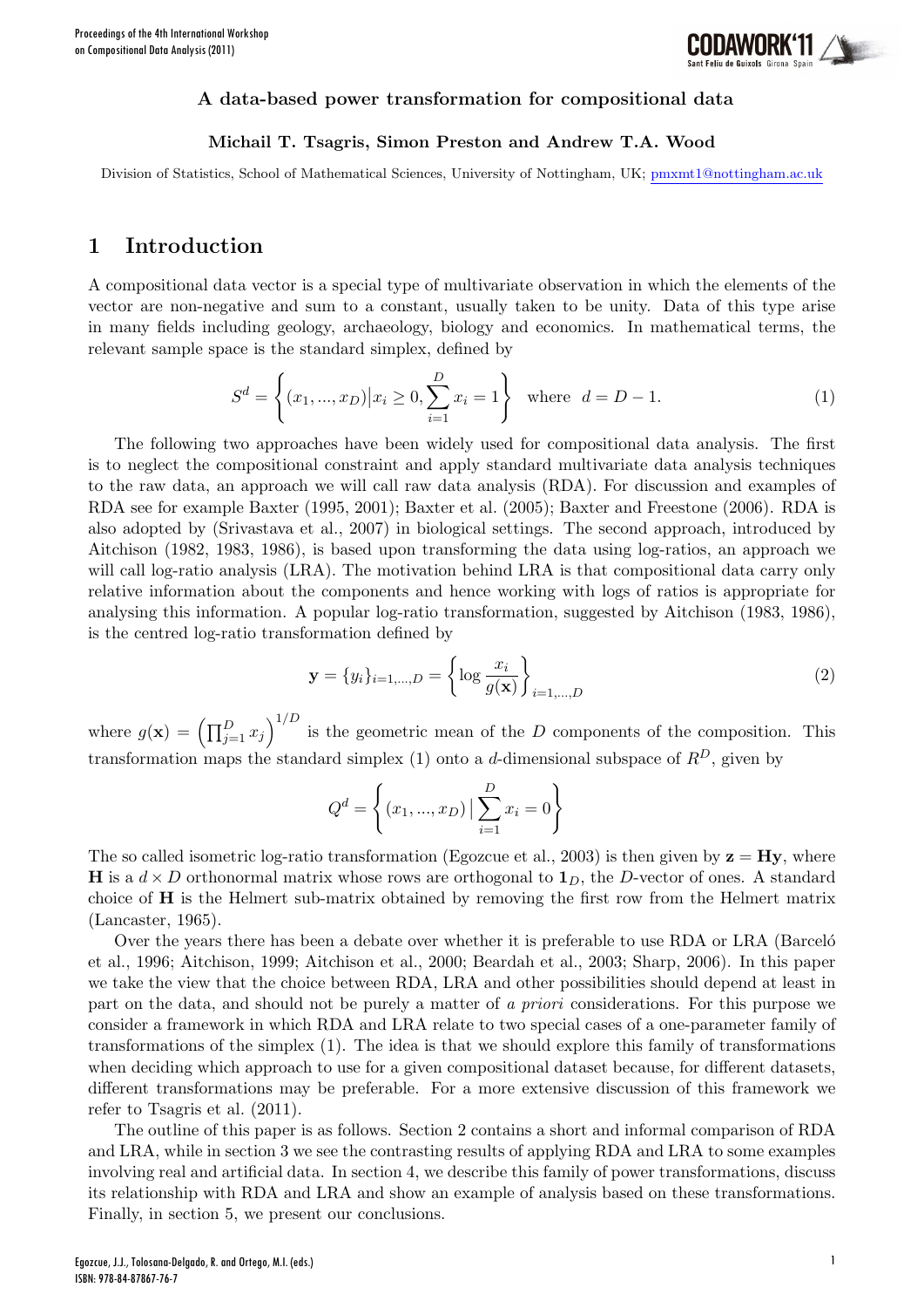### A data-based power transformation for compositional data

**Michail T. Tsagris, Simon Preston and Andrew T.A. Wood**

Division of Statistics, School of Mathematical Sciences, University of Nottingham, UK; pmxmt1@nottingham.ac.uk

## 1 Introduction

A compositional data vector is a special type of multivariate observation in which the elements of the vector are non-negative and sum to a constant, usually taken to be unity. Data of this type arise in many fields including geology, archaeology, biology and economics. In mathematical terms, the relevant sample space is the standard simplex, defined by

$$S^d = \left\{ (x_1, ..., x_D) \middle| x_i \geq 0, \sum_{i=1}^{D} x_i = 1 \right\} \quad \text{where} \quad d = D - 1. \tag{1}$$

The following two approaches have been widely used for compositional data analysis. The first is to neglect the compositional constraint and apply standard multivariate data analysis techniques to the raw data, an approach we will call raw data analysis (RDA). For discussion and examples of RDA see for example Baxter (1995, 2001); Baxter et al. (2005); Baxter and Freestone (2006). RDA is also adopted by (Srivastava et al., 2007) in biological settings. The second approach, introduced by Aitchison (1982, 1983, 1986), is based upon transforming the data using log-ratios, an approach we will call log-ratio analysis (LRA). The motivation behind LRA is that compositional data carry only relative information about the components and hence working with logs of ratios is appropriate for analysing this information. A popular log-ratio transformation, suggested by Aitchison (1983, 1986), is the centred log-ratio transformation defined by

$$\mathbf{y} = \{y_i\}_{i=1,...,D} = \left\{ \log \frac{x_i}{g(\mathbf{x})} \right\}_{i=1,...,D} \tag{2}$$

where $g(\mathbf{x}) = \left( \prod_{j=1}^{D} x_j \right)^{1/D}$ is the geometric mean of the $D$ components of the composition. This transformation maps the standard simplex (1) onto a $d$-dimensional subspace of $R^D$, given by

$$Q^d = \left\{ (x_1, ..., x_D) \, \middle| \, \sum_{i=1}^{D} x_i = 0 \right\}$$

The so called isometric log-ratio transformation (Egozcue et al., 2003) is then given by $\mathbf{z} = \mathbf{H}\mathbf{y}$, where $\mathbf{H}$ is a $d \times D$ orthonormal matrix whose rows are orthogonal to $\mathbf{1}_D$, the $D$-vector of ones. A standard choice of $\mathbf{H}$ is the Helmert sub-matrix obtained by removing the first row from the Helmert matrix (Lancaster, 1965).

Over the years there has been a debate over whether it is preferable to use RDA or LRA (Barceló et al., 1996; Aitchison, 1999; Aitchison et al., 2000; Beardah et al., 2003; Sharp, 2006). In this paper we take the view that the choice between RDA, LRA and other possibilities should depend at least in part on the data, and should not be purely a matter of *a priori* considerations. For this purpose we consider a framework in which RDA and LRA relate to two special cases of a one-parameter family of transformations of the simplex (1). The idea is that we should explore this family of transformations when deciding which approach to use for a given compositional dataset because, for different datasets, different transformations may be preferable. For a more extensive discussion of this framework we refer to Tsagris et al. (2011).

The outline of this paper is as follows. Section 2 contains a short and informal comparison of RDA and LRA, while in section 3 we see the contrasting results of applying RDA and LRA to some examples involving real and artificial data. In section 4, we describe this family of power transformations, discuss its relationship with RDA and LRA and show an example of analysis based on these transformations. Finally, in section 5, we present our conclusions.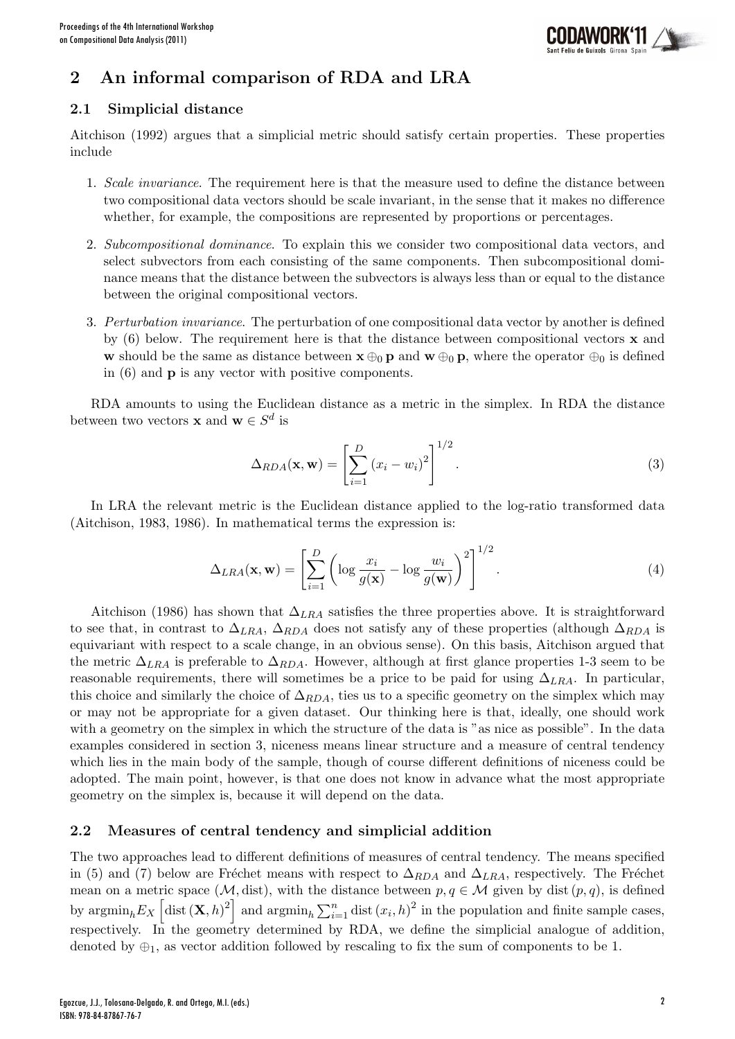## 2 An informal comparison of RDA and LRA

### 2.1 Simplicial distance

Aitchison (1992) argues that a simplicial metric should satisfy certain properties. These properties include

1. *Scale invariance*. The requirement here is that the measure used to define the distance between two compositional data vectors should be scale invariant, in the sense that it makes no difference whether, for example, the compositions are represented by proportions or percentages.
2. *Subcompositional dominance*. To explain this we consider two compositional data vectors, and select subvectors from each consisting of the same components. Then subcompositional dominance means that the distance between the subvectors is always less than or equal to the distance between the original compositional vectors.
3. *Perturbation invariance*. The perturbation of one compositional data vector by another is defined by (6) below. The requirement here is that the distance between compositional vectors $\mathbf{x}$ and $\mathbf{w}$ should be the same as distance between $\mathbf{x} \oplus_0 \mathbf{p}$ and $\mathbf{w} \oplus_0 \mathbf{p}$, where the operator $\oplus_0$ is defined in (6) and $\mathbf{p}$ is any vector with positive components.

RDA amounts to using the Euclidean distance as a metric in the simplex. In RDA the distance between two vectors $\mathbf{x}$ and $\mathbf{w} \in S^d$ is

$$\Delta_{RDA}(\mathbf{x}, \mathbf{w}) = \left[ \sum_{i=1}^{D} (x_i - w_i)^2 \right]^{1/2}. \tag{3}$$

In LRA the relevant metric is the Euclidean distance applied to the log-ratio transformed data (Aitchison, 1983, 1986). In mathematical terms the expression is:

$$\Delta_{LRA}(\mathbf{x}, \mathbf{w}) = \left[ \sum_{i=1}^{D} \left( \log \frac{x_i}{g(\mathbf{x})} - \log \frac{w_i}{g(\mathbf{w})} \right)^2 \right]^{1/2}. \tag{4}$$

Aitchison (1986) has shown that $\Delta_{LRA}$ satisfies the three properties above. It is straightforward to see that, in contrast to $\Delta_{LRA}$, $\Delta_{RDA}$ does not satisfy any of these properties (although $\Delta_{RDA}$ is equivariant with respect to a scale change, in an obvious sense). On this basis, Aitchison argued that the metric $\Delta_{LRA}$ is preferable to $\Delta_{RDA}$. However, although at first glance properties 1-3 seem to be reasonable requirements, there will sometimes be a price to be paid for using $\Delta_{LRA}$. In particular, this choice and similarly the choice of $\Delta_{RDA}$, ties us to a specific geometry on the simplex which may or may not be appropriate for a given dataset. Our thinking here is that, ideally, one should work with a geometry on the simplex in which the structure of the data is "as nice as possible". In the data examples considered in section 3, niceness means linear structure and a measure of central tendency which lies in the main body of the sample, though of course different definitions of niceness could be adopted. The main point, however, is that one does not know in advance what the most appropriate geometry on the simplex is, because it will depend on the data.

### 2.2 Measures of central tendency and simplicial addition

The two approaches lead to different definitions of measures of central tendency. The means specified in (5) and (7) below are Fréchet means with respect to $\Delta_{RDA}$ and $\Delta_{LRA}$, respectively. The Fréchet mean on a metric space $(\mathcal{M}, \text{dist})$, with the distance between $p, q \in \mathcal{M}$ given by $\text{dist}(p, q)$, is defined by $\text{argmin}_h E_X \left[ \text{dist}(\mathbf{X}, h)^2 \right]$ and $\text{argmin}_h \sum_{i=1}^{n} \text{dist}(x_i, h)^2$ in the population and finite sample cases, respectively. In the geometry determined by RDA, we define the simplicial analogue of addition, denoted by $\oplus_1$, as vector addition followed by rescaling to fix the sum of components to be 1.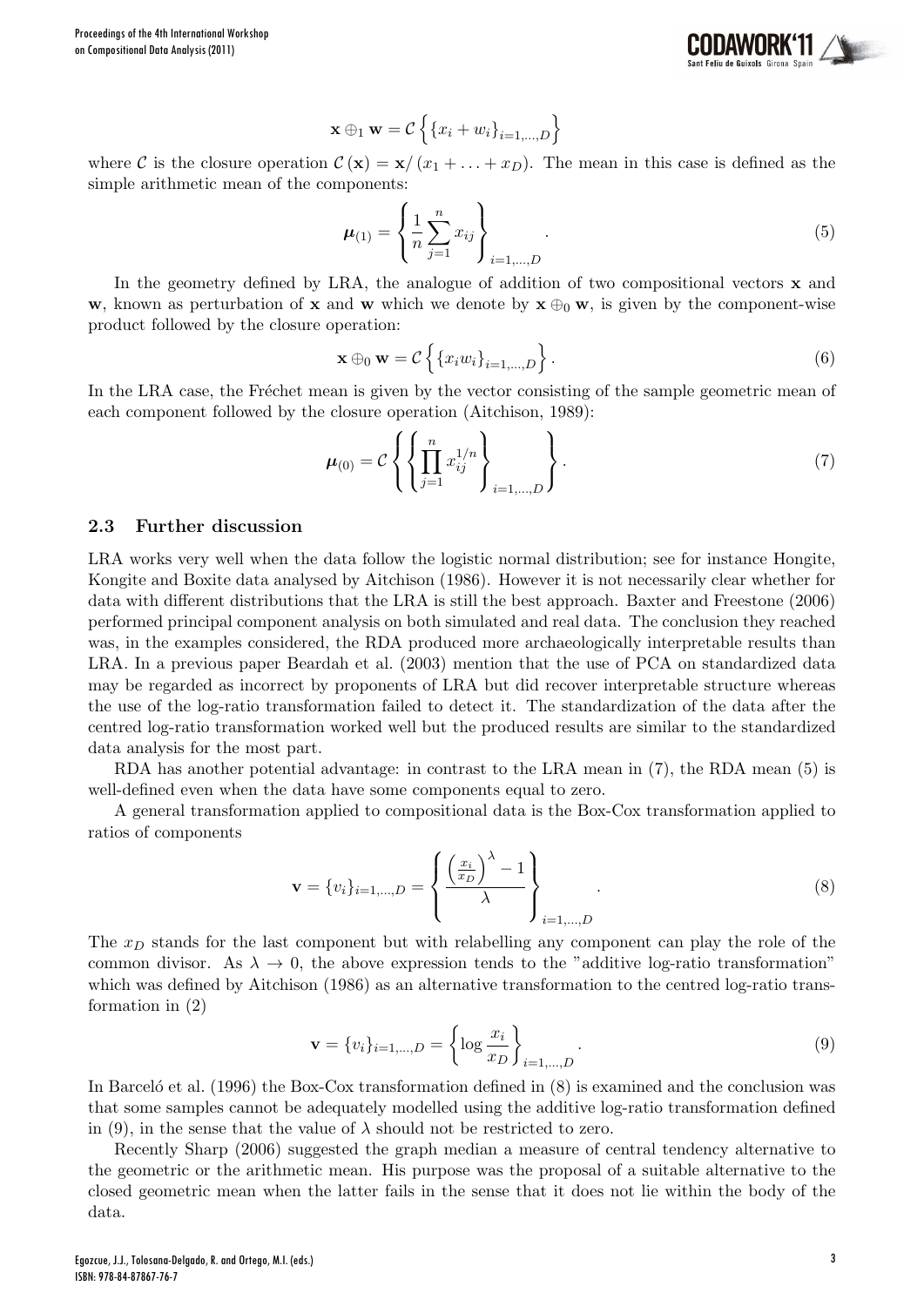$$\mathbf{x} \oplus_1 \mathbf{w} = \mathcal{C}\left\{\{x_i + w_i\}_{i=1,\ldots,D}\right\}$$

where $\mathcal{C}$ is the closure operation $\mathcal{C}(\mathbf{x}) = \mathbf{x}/(x_1 + \ldots + x_D)$. The mean in this case is defined as the simple arithmetic mean of the components:

$$\boldsymbol{\mu}_{(1)} = \left\{\frac{1}{n}\sum_{j=1}^{n} x_{ij}\right\}_{i=1,\ldots,D}. \tag{5}$$

In the geometry defined by LRA, the analogue of addition of two compositional vectors $\mathbf{x}$ and $\mathbf{w}$, known as perturbation of $\mathbf{x}$ and $\mathbf{w}$ which we denote by $\mathbf{x} \oplus_0 \mathbf{w}$, is given by the component-wise product followed by the closure operation:

$$\mathbf{x} \oplus_0 \mathbf{w} = \mathcal{C}\left\{\{x_i w_i\}_{i=1,\ldots,D}\right\}. \tag{6}$$

In the LRA case, the Fréchet mean is given by the vector consisting of the sample geometric mean of each component followed by the closure operation (Aitchison, 1989):

$$\boldsymbol{\mu}_{(0)} = \mathcal{C}\left\{\left\{\prod_{j=1}^{n} x_{ij}^{1/n}\right\}_{i=1,\ldots,D}\right\}. \tag{7}$$

### 2.3 Further discussion

LRA works very well when the data follow the logistic normal distribution; see for instance Hongite, Kongite and Boxite data analysed by Aitchison (1986). However it is not necessarily clear whether for data with different distributions that the LRA is still the best approach. Baxter and Freestone (2006) performed principal component analysis on both simulated and real data. The conclusion they reached was, in the examples considered, the RDA produced more archaeologically interpretable results than LRA. In a previous paper Beardah et al. (2003) mention that the use of PCA on standardized data may be regarded as incorrect by proponents of LRA but did recover interpretable structure whereas the use of the log-ratio transformation failed to detect it. The standardization of the data after the centred log-ratio transformation worked well but the produced results are similar to the standardized data analysis for the most part.

RDA has another potential advantage: in contrast to the LRA mean in (7), the RDA mean (5) is well-defined even when the data have some components equal to zero.

A general transformation applied to compositional data is the Box-Cox transformation applied to ratios of components

$$\mathbf{v} = \{v_i\}_{i=1,\ldots,D} = \left\{\frac{\left(\frac{x_i}{x_D}\right)^{\lambda} - 1}{\lambda}\right\}_{i=1,\ldots,D}. \tag{8}$$

The $x_D$ stands for the last component but with relabelling any component can play the role of the common divisor. As $\lambda \to 0$, the above expression tends to the "additive log-ratio transformation" which was defined by Aitchison (1986) as an alternative transformation to the centred log-ratio transformation in (2)

$$\mathbf{v} = \{v_i\}_{i=1,\ldots,D} = \left\{\log \frac{x_i}{x_D}\right\}_{i=1,\ldots,D}. \tag{9}$$

In Barceló et al. (1996) the Box-Cox transformation defined in (8) is examined and the conclusion was that some samples cannot be adequately modelled using the additive log-ratio transformation defined in (9), in the sense that the value of $\lambda$ should not be restricted to zero.

Recently Sharp (2006) suggested the graph median a measure of central tendency alternative to the geometric or the arithmetic mean. His purpose was the proposal of a suitable alternative to the closed geometric mean when the latter fails in the sense that it does not lie within the body of the data.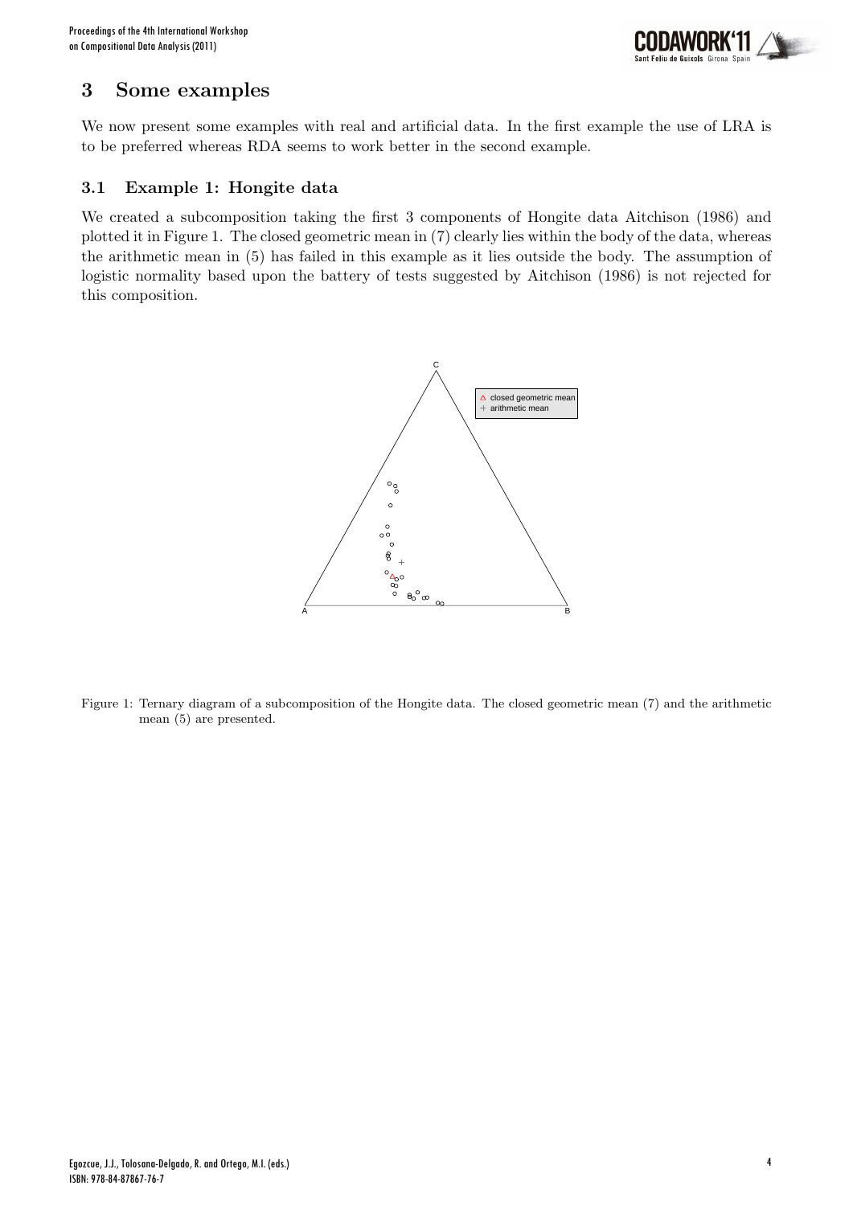## 3 Some examples

We now present some examples with real and artificial data. In the first example the use of LRA is to be preferred whereas RDA seems to work better in the second example.

### 3.1 Example 1: Hongite data

We created a subcomposition taking the first 3 components of Hongite data Aitchison (1986) and plotted it in Figure 1. The closed geometric mean in (7) clearly lies within the body of the data, whereas the arithmetic mean in (5) has failed in this example as it lies outside the body. The assumption of logistic normality based upon the battery of tests suggested by Aitchison (1986) is not rejected for this composition.

Figure 1: Ternary diagram of a subcomposition of the Hongite data. The closed geometric mean (7) and the arithmetic mean (5) are presented.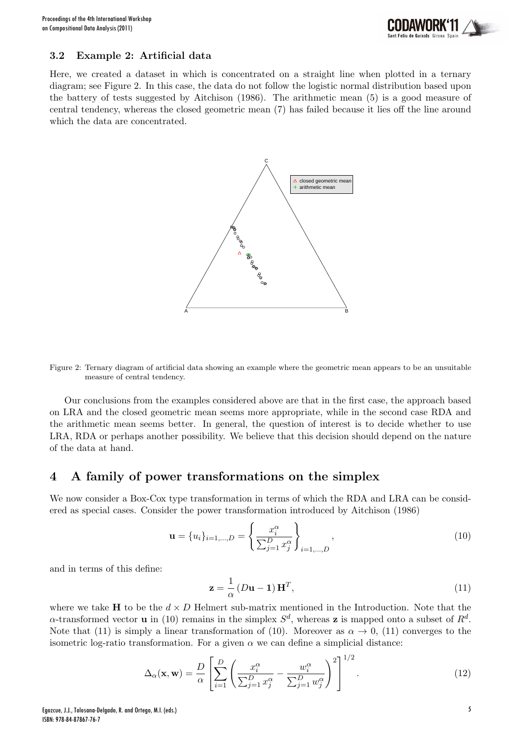### 3.2 Example 2: Artificial data

Here, we created a dataset in which is concentrated on a straight line when plotted in a ternary diagram; see Figure 2. In this case, the data do not follow the logistic normal distribution based upon the battery of tests suggested by Aitchison (1986). The arithmetic mean (5) is a good measure of central tendency, whereas the closed geometric mean (7) has failed because it lies off the line around which the data are concentrated.

Figure 2: Ternary diagram of artificial data showing an example where the geometric mean appears to be an unsuitable measure of central tendency.

Our conclusions from the examples considered above are that in the first case, the approach based on LRA and the closed geometric mean seems more appropriate, while in the second case RDA and the arithmetic mean seems better. In general, the question of interest is to decide whether to use LRA, RDA or perhaps another possibility. We believe that this decision should depend on the nature of the data at hand.

## 4 A family of power transformations on the simplex

We now consider a Box-Cox type transformation in terms of which the RDA and LRA can be considered as special cases. Consider the power transformation introduced by Aitchison (1986)

$$\mathbf{u} = \{u_i\}_{i=1,\ldots,D} = \left\{ \frac{x_i^\alpha}{\sum_{j=1}^D x_j^\alpha} \right\}_{i=1,\ldots,D}, \tag{10}$$

and in terms of this define:

$$\mathbf{z} = \frac{1}{\alpha} \left( D\mathbf{u} - \mathbf{1} \right) \mathbf{H}^T, \tag{11}$$

where we take $\mathbf{H}$ to be the $d \times D$ Helmert sub-matrix mentioned in the Introduction. Note that the $\alpha$-transformed vector $\mathbf{u}$ in (10) remains in the simplex $S^d$, whereas $\mathbf{z}$ is mapped onto a subset of $R^d$. Note that (11) is simply a linear transformation of (10). Moreover as $\alpha \to 0$, (11) converges to the isometric log-ratio transformation. For a given $\alpha$ we can define a simplicial distance:

$$\Delta_\alpha(\mathbf{x}, \mathbf{w}) = \frac{D}{\alpha} \left[ \sum_{i=1}^D \left( \frac{x_i^\alpha}{\sum_{j=1}^D x_j^\alpha} - \frac{w_i^\alpha}{\sum_{j=1}^D w_j^\alpha} \right)^2 \right]^{1/2}. \tag{12}$$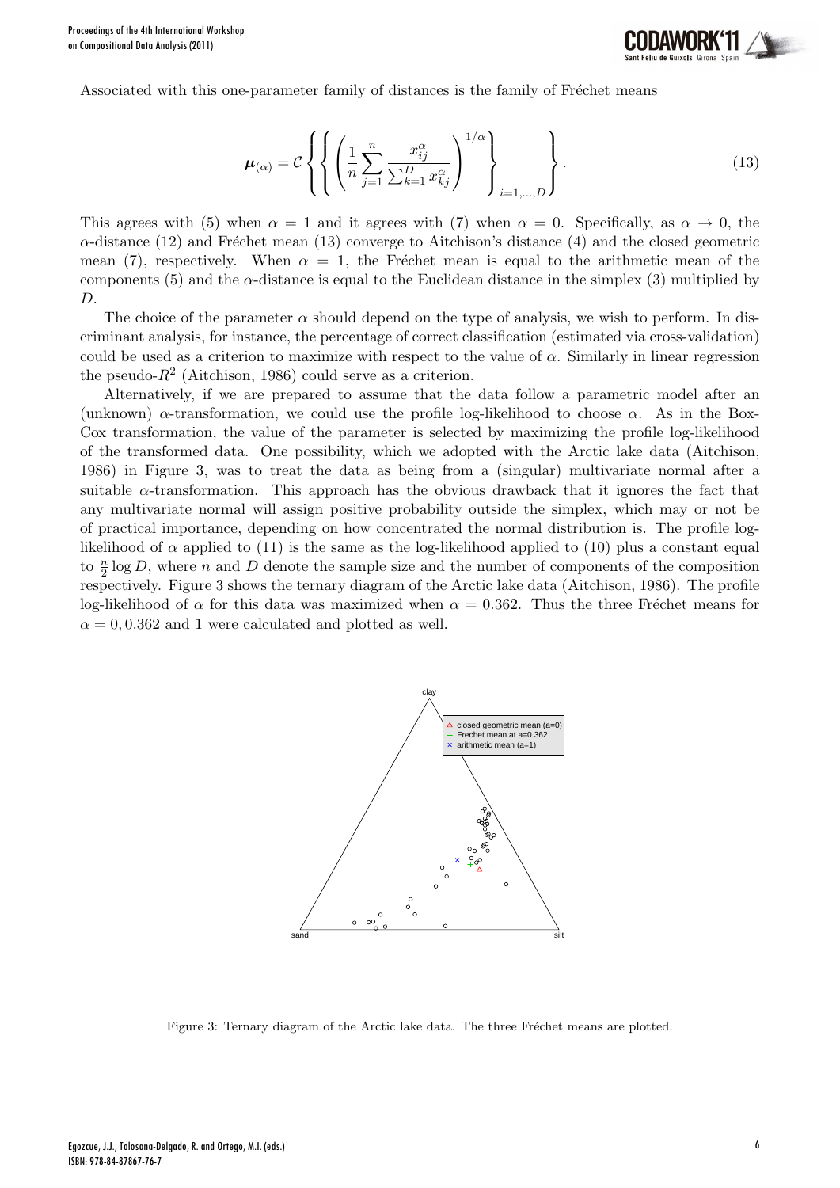Associated with this one-parameter family of distances is the family of Fréchet means

$$\boldsymbol{\mu}_{(\alpha)} = \mathcal{C}\left\{\left\{\left(\frac{1}{n}\sum_{j=1}^{n}\frac{x_{ij}^{\alpha}}{\sum_{k=1}^{D}x_{kj}^{\alpha}}\right)^{1/\alpha}\right\}_{i=1,\ldots,D}\right\}. \tag{13}$$

This agrees with (5) when $\alpha = 1$ and it agrees with (7) when $\alpha = 0$. Specifically, as $\alpha \to 0$, the $\alpha$-distance (12) and Fréchet mean (13) converge to Aitchison's distance (4) and the closed geometric mean (7), respectively. When $\alpha = 1$, the Fréchet mean is equal to the arithmetic mean of the components (5) and the $\alpha$-distance is equal to the Euclidean distance in the simplex (3) multiplied by $D$.

The choice of the parameter $\alpha$ should depend on the type of analysis, we wish to perform. In discriminant analysis, for instance, the percentage of correct classification (estimated via cross-validation) could be used as a criterion to maximize with respect to the value of $\alpha$. Similarly in linear regression the pseudo-$R^2$ (Aitchison, 1986) could serve as a criterion.

Alternatively, if we are prepared to assume that the data follow a parametric model after an (unknown) $\alpha$-transformation, we could use the profile log-likelihood to choose $\alpha$. As in the Box-Cox transformation, the value of the parameter is selected by maximizing the profile log-likelihood of the transformed data. One possibility, which we adopted with the Arctic lake data (Aitchison, 1986) in Figure 3, was to treat the data as being from a (singular) multivariate normal after a suitable $\alpha$-transformation. This approach has the obvious drawback that it ignores the fact that any multivariate normal will assign positive probability outside the simplex, which may or not be of practical importance, depending on how concentrated the normal distribution is. The profile log-likelihood of $\alpha$ applied to (11) is the same as the log-likelihood applied to (10) plus a constant equal to $\frac{n}{2}\log D$, where $n$ and $D$ denote the sample size and the number of components of the composition respectively. Figure 3 shows the ternary diagram of the Arctic lake data (Aitchison, 1986). The profile log-likelihood of $\alpha$ for this data was maximized when $\alpha = 0.362$. Thus the three Fréchet means for $\alpha = 0, 0.362$ and 1 were calculated and plotted as well.

Figure 3: Ternary diagram of the Arctic lake data. The three Fréchet means are plotted.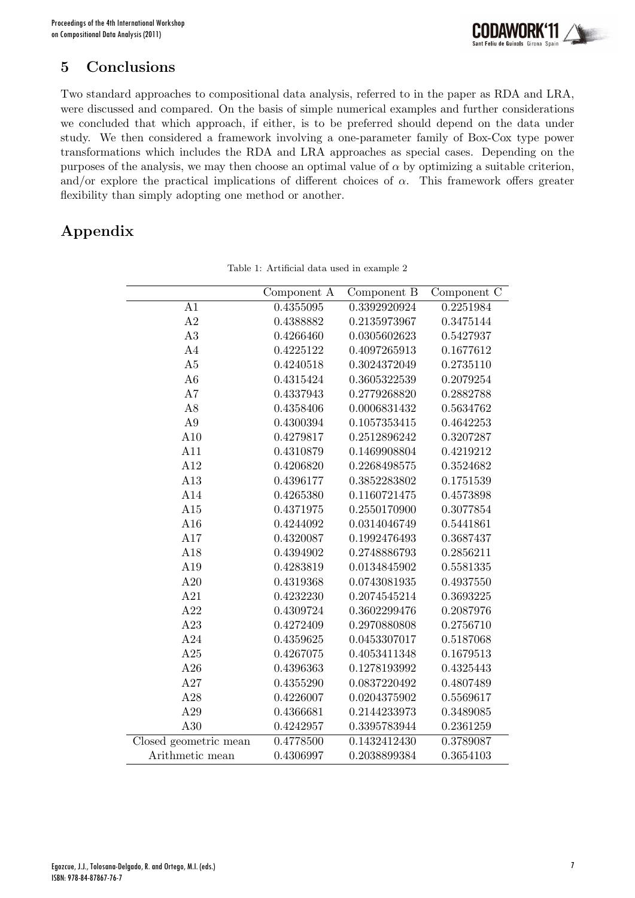## 5 Conclusions

Two standard approaches to compositional data analysis, referred to in the paper as RDA and LRA, were discussed and compared. On the basis of simple numerical examples and further considerations we concluded that which approach, if either, is to be preferred should depend on the data under study. We then considered a framework involving a one-parameter family of Box-Cox type power transformations which includes the RDA and LRA approaches as special cases. Depending on the purposes of the analysis, we may then choose an optimal value of $\alpha$ by optimizing a suitable criterion, and/or explore the practical implications of different choices of $\alpha$. This framework offers greater flexibility than simply adopting one method or another.

## Appendix

Table 1: Artificial data used in example 2

| | Component A | Component B | Component C |
|---|---|---|---|
| A1 | 0.4355095 | 0.3392920924 | 0.2251984 |
| A2 | 0.4388882 | 0.2135973967 | 0.3475144 |
| A3 | 0.4266460 | 0.0305602623 | 0.5427937 |
| A4 | 0.4225122 | 0.4097265913 | 0.1677612 |
| A5 | 0.4240518 | 0.3024372049 | 0.2735110 |
| A6 | 0.4315424 | 0.3605322539 | 0.2079254 |
| A7 | 0.4337943 | 0.2779268820 | 0.2882788 |
| A8 | 0.4358406 | 0.0006831432 | 0.5634762 |
| A9 | 0.4300394 | 0.1057353415 | 0.4642253 |
| A10 | 0.4279817 | 0.2512896242 | 0.3207287 |
| A11 | 0.4310879 | 0.1469908804 | 0.4219212 |
| A12 | 0.4206820 | 0.2268498575 | 0.3524682 |
| A13 | 0.4396177 | 0.3852283802 | 0.1751539 |
| A14 | 0.4265380 | 0.1160721475 | 0.4573898 |
| A15 | 0.4371975 | 0.2550170900 | 0.3077854 |
| A16 | 0.4244092 | 0.0314046749 | 0.5441861 |
| A17 | 0.4320087 | 0.1992476493 | 0.3687437 |
| A18 | 0.4394902 | 0.2748886793 | 0.2856211 |
| A19 | 0.4283819 | 0.0134845902 | 0.5581335 |
| A20 | 0.4319368 | 0.0743081935 | 0.4937550 |
| A21 | 0.4232230 | 0.2074545214 | 0.3693225 |
| A22 | 0.4309724 | 0.3602299476 | 0.2087976 |
| A23 | 0.4272409 | 0.2970880808 | 0.2756710 |
| A24 | 0.4359625 | 0.0453307017 | 0.5187068 |
| A25 | 0.4267075 | 0.4053411348 | 0.1679513 |
| A26 | 0.4396363 | 0.1278193992 | 0.4325443 |
| A27 | 0.4355290 | 0.0837220492 | 0.4807489 |
| A28 | 0.4226007 | 0.0204375902 | 0.5569617 |
| A29 | 0.4366681 | 0.2144233973 | 0.3489085 |
| A30 | 0.4242957 | 0.3395783944 | 0.2361259 |
| Closed geometric mean | 0.4778500 | 0.1432412430 | 0.3789087 |
| Arithmetic mean | 0.4306997 | 0.2038899384 | 0.3654103 |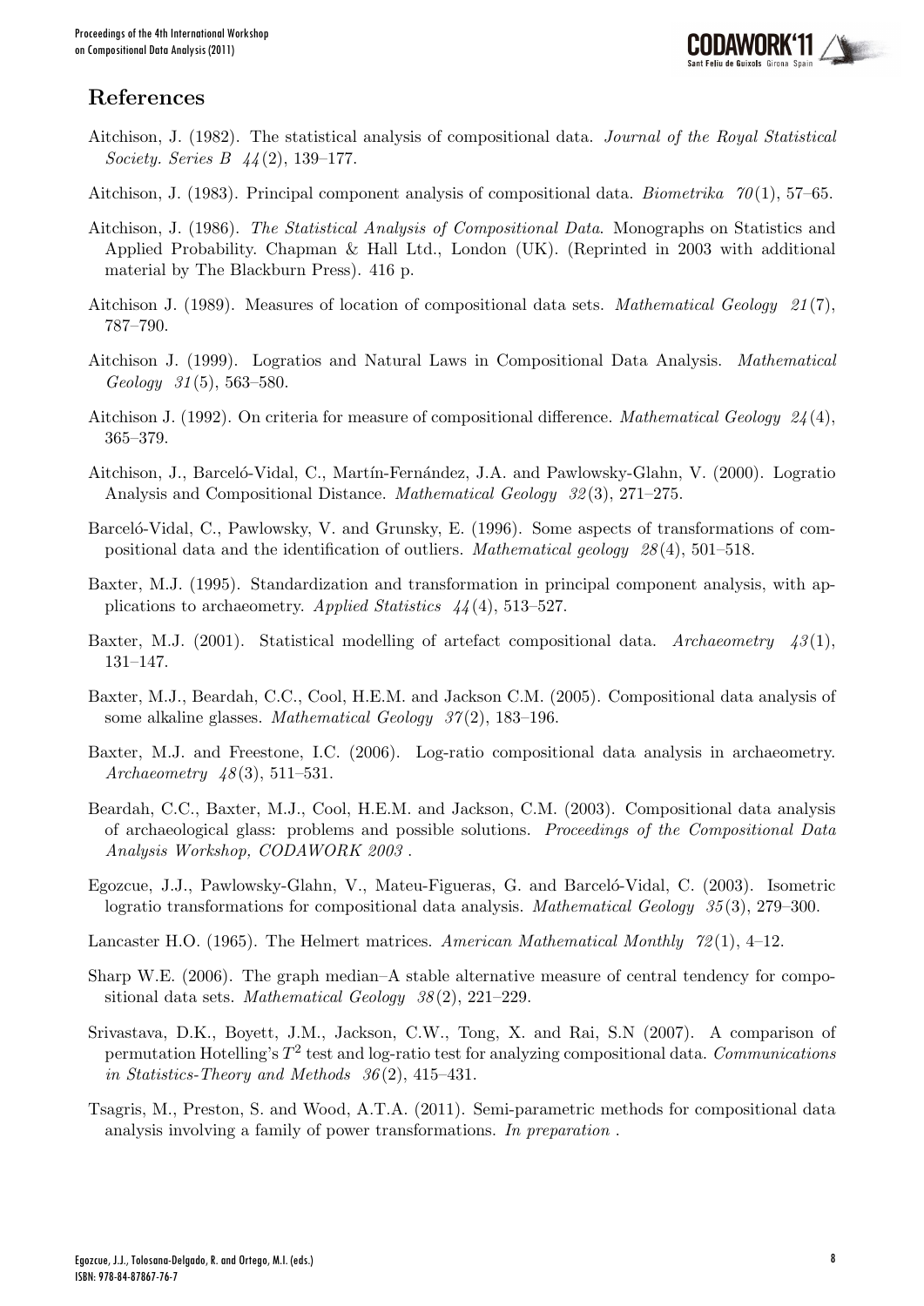## References

Aitchison, J. (1982). The statistical analysis of compositional data. *Journal of the Royal Statistical Society. Series B 44*(2), 139–177.

Aitchison, J. (1983). Principal component analysis of compositional data. *Biometrika 70*(1), 57–65.

Aitchison, J. (1986). *The Statistical Analysis of Compositional Data*. Monographs on Statistics and Applied Probability. Chapman & Hall Ltd., London (UK). (Reprinted in 2003 with additional material by The Blackburn Press). 416 p.

Aitchison J. (1989). Measures of location of compositional data sets. *Mathematical Geology 21*(7), 787–790.

Aitchison J. (1999). Logratios and Natural Laws in Compositional Data Analysis. *Mathematical Geology 31*(5), 563–580.

Aitchison J. (1992). On criteria for measure of compositional difference. *Mathematical Geology 24*(4), 365–379.

Aitchison, J., Barceló-Vidal, C., Martín-Fernández, J.A. and Pawlowsky-Glahn, V. (2000). Logratio Analysis and Compositional Distance. *Mathematical Geology 32*(3), 271–275.

Barceló-Vidal, C., Pawlowsky, V. and Grunsky, E. (1996). Some aspects of transformations of compositional data and the identification of outliers. *Mathematical geology 28*(4), 501–518.

Baxter, M.J. (1995). Standardization and transformation in principal component analysis, with applications to archaeometry. *Applied Statistics 44*(4), 513–527.

Baxter, M.J. (2001). Statistical modelling of artefact compositional data. *Archaeometry 43*(1), 131–147.

Baxter, M.J., Beardah, C.C., Cool, H.E.M. and Jackson C.M. (2005). Compositional data analysis of some alkaline glasses. *Mathematical Geology 37*(2), 183–196.

Baxter, M.J. and Freestone, I.C. (2006). Log-ratio compositional data analysis in archaeometry. *Archaeometry 48*(3), 511–531.

Beardah, C.C., Baxter, M.J., Cool, H.E.M. and Jackson, C.M. (2003). Compositional data analysis of archaeological glass: problems and possible solutions. *Proceedings of the Compositional Data Analysis Workshop, CODAWORK 2003* .

Egozcue, J.J., Pawlowsky-Glahn, V., Mateu-Figueras, G. and Barceló-Vidal, C. (2003). Isometric logratio transformations for compositional data analysis. *Mathematical Geology 35*(3), 279–300.

Lancaster H.O. (1965). The Helmert matrices. *American Mathematical Monthly 72*(1), 4–12.

Sharp W.E. (2006). The graph median–A stable alternative measure of central tendency for compositional data sets. *Mathematical Geology 38*(2), 221–229.

Srivastava, D.K., Boyett, J.M., Jackson, C.W., Tong, X. and Rai, S.N (2007). A comparison of permutation Hotelling's $T^2$ test and log-ratio test for analyzing compositional data. *Communications in Statistics-Theory and Methods 36*(2), 415–431.

Tsagris, M., Preston, S. and Wood, A.T.A. (2011). Semi-parametric methods for compositional data analysis involving a family of power transformations. *In preparation* .